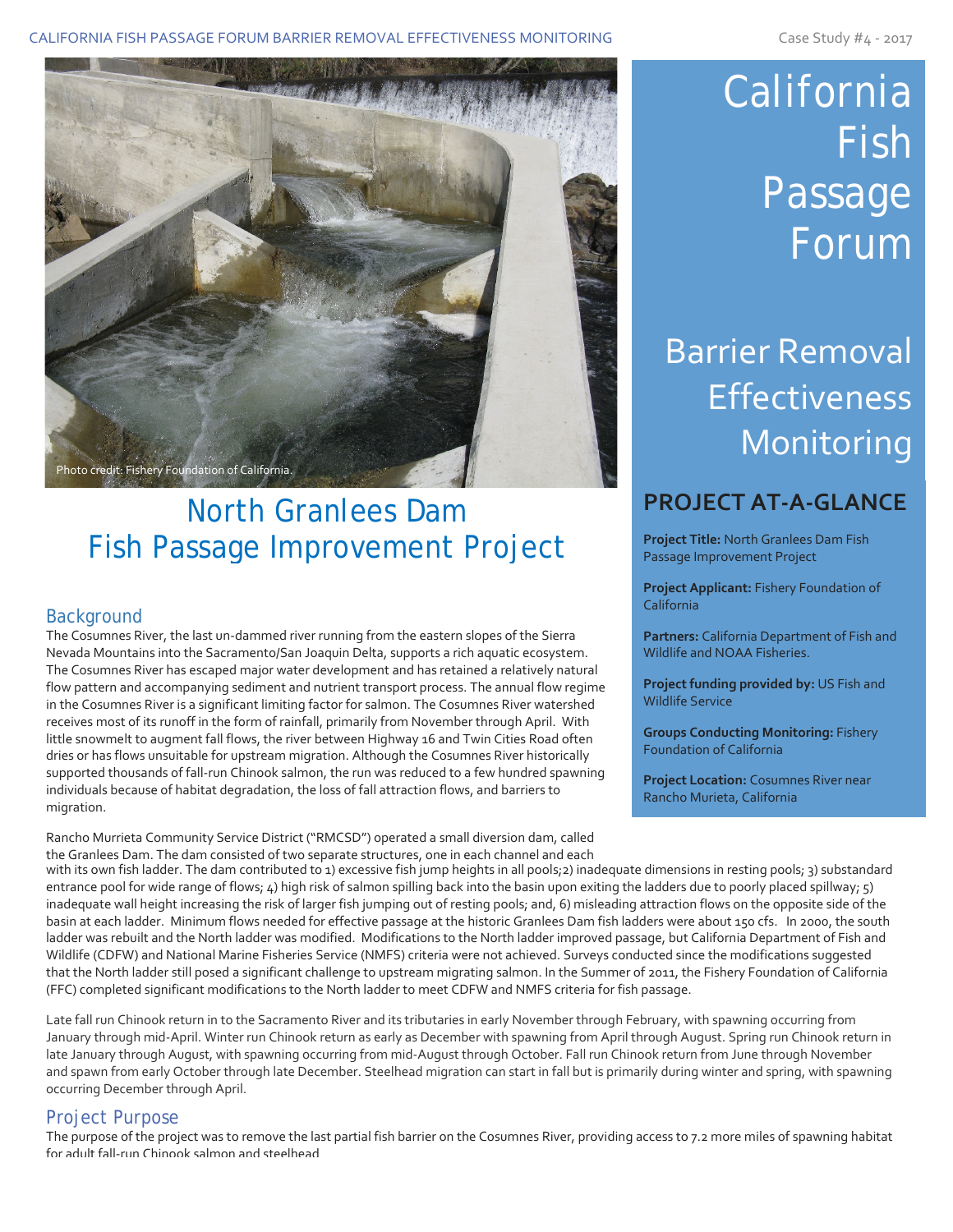# California Fish Passage Forum

## Barrier Removal Effectiveness Monitoring

Photo credit: Fishery Foundation of California.

# North Granlees Dam Fish Passage Improvement Project

## PROJECT AT-A-GLANCE

**Project Title:** North Granlees Dam Fish Passage Improvement Project

**Project Applicant:** Fishery Foundation of California

**Partners:** California Department of Fish and Wildlife and NOAA Fisheries.

**Project funding provided by:** US Fish and Wildlife Service

**Groups Conducting Monitoring:** Fishery Foundation of California

**Project Location:** Cosumnes River near Rancho Murieta, California

## Background

The Cosumnes River, the last un-dammed river running from the eastern slopes of the Sierra Nevada Mountains into the Sacramento/San Joaquin Delta, supports a rich aquatic ecosystem. The Cosumnes River has escaped major water development and has retained a relatively natural flow pattern and accompanying sediment and nutrient transport process. The annual flow regime in the Cosumnes River is a significant limiting factor for salmon. The Cosumnes River watershed receives most of its runoff in the form of rainfall, primarily from November through April. With little snowmelt to augment fall flows, the river between Highway 16 and Twin Cities Road often dries or has flows unsuitable for upstream migration. Although the Cosumnes River historically supported thousands of fall-run Chinook salmon, the run was reduced to a few hundred spawning individuals because of habitat degradation, the loss of fall attraction flows, and barriers to migration.

Rancho Murrieta Community Service District ("RMCSD") operated a small diversion dam, called the Granlees Dam. The dam consisted of two separate structures, one in each channel and each with its own fish ladder. The dam contributed to 1) excessive fish jump heights in all pools;2) inadequate dimensions in resting pools; 3) substandard entrance pool for wide range of flows; 4) high risk of salmon spilling back into the basin upon exiting the ladders due to poorly placed spillway; 5) inadequate wall height increasing the risk of larger fish jumping out of resting pools; and, 6) misleading attraction flows on the opposite side of the basin at each ladder. Minimum flows needed for effective passage at the historic Granlees Dam fish ladders were about 150 cfs. In 2000, the south ladder was rebuilt and the North ladder was modified. Modifications to the North ladder improved passage, but California Department of Fish and Wildlife (CDFW) and National Marine Fisheries Service (NMFS) criteria were not achieved. Surveys conducted since the modifications suggested that the North ladder still posed a significant challenge to upstream migrating salmon. In the Summer of 2011, the Fishery Foundation of California (FFC) completed significant modifications to the North ladder to meet CDFW and NMFS criteria for fish passage.

Late fall run Chinook return in to the Sacramento River and its tributaries in early November through February, with spawning occurring from January through mid-April. Winter run Chinook return as early as December with spawning from April through August. Spring run Chinook return in late January through August, with spawning occurring from mid-August through October. Fall run Chinook return from June through November and spawn from early October through late December. Steelhead migration can start in fall but is primarily during winter and spring, with spawning occurring December through April.

## Project Purpose

The purpose of the project was to remove the last partial fish barrier on the Cosumnes River, providing access to 7.2 more miles of spawning habitat for adult fall-run Chinook salmon and steelhead.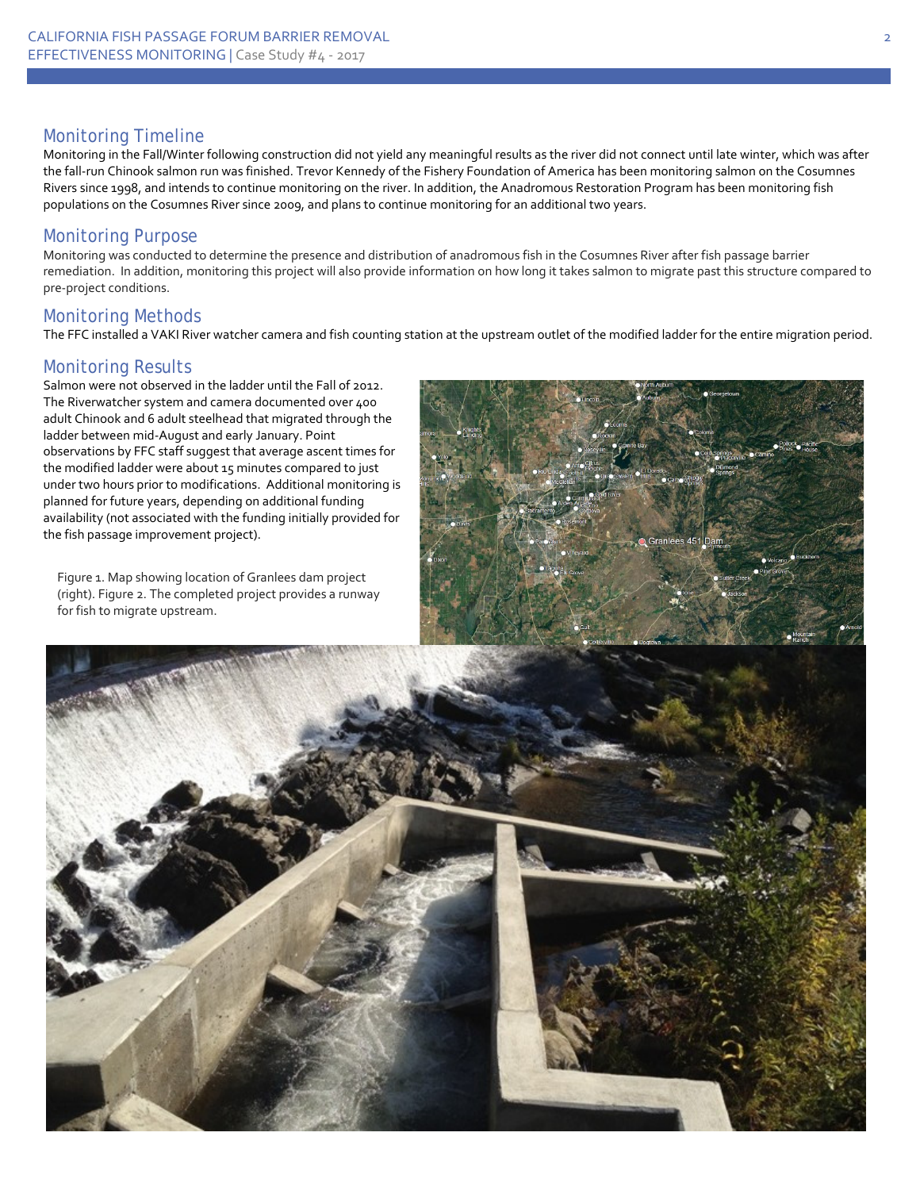## Monitoring Timeline

Monitoring in the Fall/Winter following construction did not yield any meaningful results as the river did not connect until late winter, which was after the fall-run Chinook salmon run was finished. Trevor Kennedy of the Fishery Foundation of America has been monitoring salmon on the Cosumnes Rivers since 1998, and intends to continue monitoring on the river. In addition, the Anadromous Restoration Program has been monitoring fish populations on the Cosumnes River since 2009, and plans to continue monitoring for an additional two years.

## Monitoring Purpose

Monitoring was conducted to determine the presence and distribution of anadromous fish in the Cosumnes River after fish passage barrier remediation. In addition, monitoring this project will also provide information on how long it takes salmon to migrate past this structure compared to pre-project conditions.

## Monitoring Methods

The FFC installed a VAKI River watcher camera and fish counting station at the upstream outlet of the modified ladder for the entire migration period.

## Monitoring Results

Salmon were not observed in the ladder until the Fall of 2012. The Riverwatcher system and camera documented over 400 adult Chinook and 6 adult steelhead that migrated through the ladder between mid-August and early January. Point observations by FFC staff suggest that average ascent times for the modified ladder were about 15 minutes compared to just under two hours prior to modifications. Additional monitoring is planned for future years, depending on additional funding availability (not associated with the funding initially provided for the fish passage improvement project).

Figure 1. Map showing location of Granlees dam project (right). Figure 2. The completed project provides a runway for fish to migrate upstream.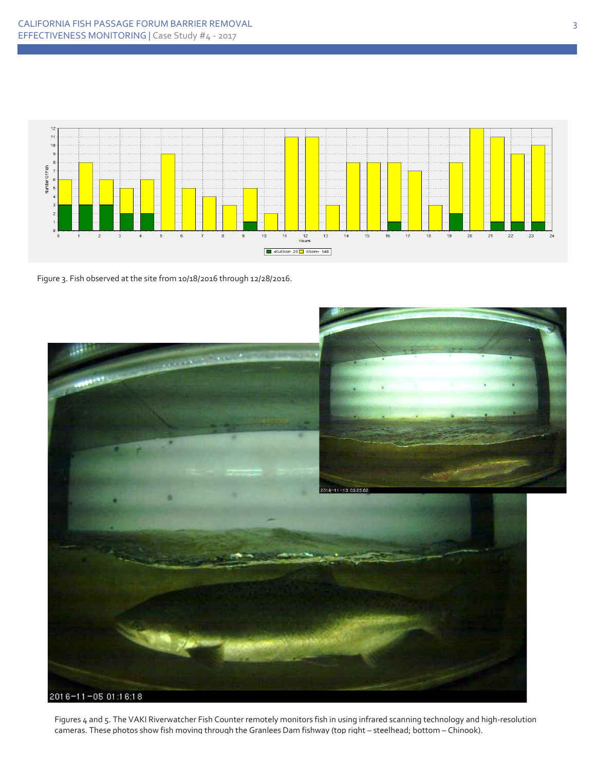Number Of Fish

12
11
10
9
8
7
6
5
4
3
2
1
0

0 1 2 3 4 5 6 7 8 9 10 11 12 13 14 15 16 17 18 19 20 21 22 23 24

Hours

40-65cm 20 65cm+ 148

Figure 3. Fish observed at the site from 10/18/2016 through 12/28/2016.

2016-11-13 03:25:02

2016-11-05 01:16:18

Figures 4 and 5. The VAKI Riverwatcher Fish Counter remotely monitors fish in using infrared scanning technology and high-resolution cameras. These photos show fish moving through the Granlees Dam fishway (top right – steelhead; bottom – Chinook).